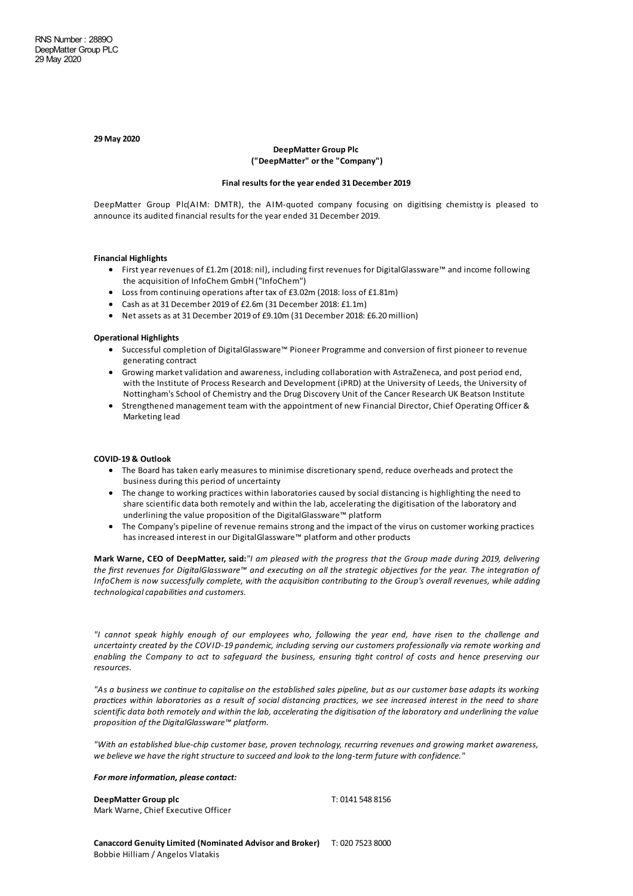RNS Number : 2889O
DeepMatter Group PLC
29 May 2020

**29 May 2020**

**DeepMatter Group Plc**
**("DeepMatter" or the "Company")**

**Final results for the year ended 31 December 2019**

DeepMatter Group Plc(AIM: DMTR), the AIM-quoted company focusing on digitising chemistry is pleased to announce its audited financial results for the year ended 31 December 2019.

**Financial Highlights**

- First year revenues of £1.2m (2018: nil), including first revenues for DigitalGlassware™ and income following the acquisition of InfoChem GmbH ("InfoChem")
- Loss from continuing operations after tax of £3.02m (2018: loss of £1.81m)
- Cash as at 31 December 2019 of £2.6m (31 December 2018: £1.1m)
- Net assets as at 31 December 2019 of £9.10m (31 December 2018: £6.20 million)

**Operational Highlights**

- Successful completion of DigitalGlassware™ Pioneer Programme and conversion of first pioneer to revenue generating contract
- Growing market validation and awareness, including collaboration with AstraZeneca, and post period end, with the Institute of Process Research and Development (iPRD) at the University of Leeds, the University of Nottingham's School of Chemistry and the Drug Discovery Unit of the Cancer Research UK Beatson Institute
- Strengthened management team with the appointment of new Financial Director, Chief Operating Officer & Marketing lead

**COVID-19 & Outlook**

- The Board has taken early measures to minimise discretionary spend, reduce overheads and protect the business during this period of uncertainty
- The change to working practices within laboratories caused by social distancing is highlighting the need to share scientific data both remotely and within the lab, accelerating the digitisation of the laboratory and underlining the value proposition of the DigitalGlassware™ platform
- The Company's pipeline of revenue remains strong and the impact of the virus on customer working practices has increased interest in our DigitalGlassware™ platform and other products

**Mark Warne, CEO of DeepMatter, said:***"I am pleased with the progress that the Group made during 2019, delivering the first revenues for DigitalGlassware™ and executing on all the strategic objectives for the year. The integration of InfoChem is now successfully complete, with the acquisition contributing to the Group's overall revenues, while adding technological capabilities and customers.*

*"I cannot speak highly enough of our employees who, following the year end, have risen to the challenge and uncertainty created by the COVID-19 pandemic, including serving our customers professionally via remote working and enabling the Company to act to safeguard the business, ensuring tight control of costs and hence preserving our resources.*

*"As a business we continue to capitalise on the established sales pipeline, but as our customer base adapts its working practices within laboratories as a result of social distancing practices, we see increased interest in the need to share scientific data both remotely and within the lab, accelerating the digitisation of the laboratory and underlining the value proposition of the DigitalGlassware™ platform.*

*"With an established blue-chip customer base, proven technology, recurring revenues and growing market awareness, we believe we have the right structure to succeed and look to the long-term future with confidence."*

***For more information, please contact:***

| | |
|---|---|
| **DeepMatter Group plc**<br>Mark Warne, Chief Executive Officer | T: 0141 548 8156 |
| **Canaccord Genuity Limited (Nominated Advisor and Broker)**<br>Bobbie Hilliam / Angelos Vlatakis | T: 020 7523 8000 |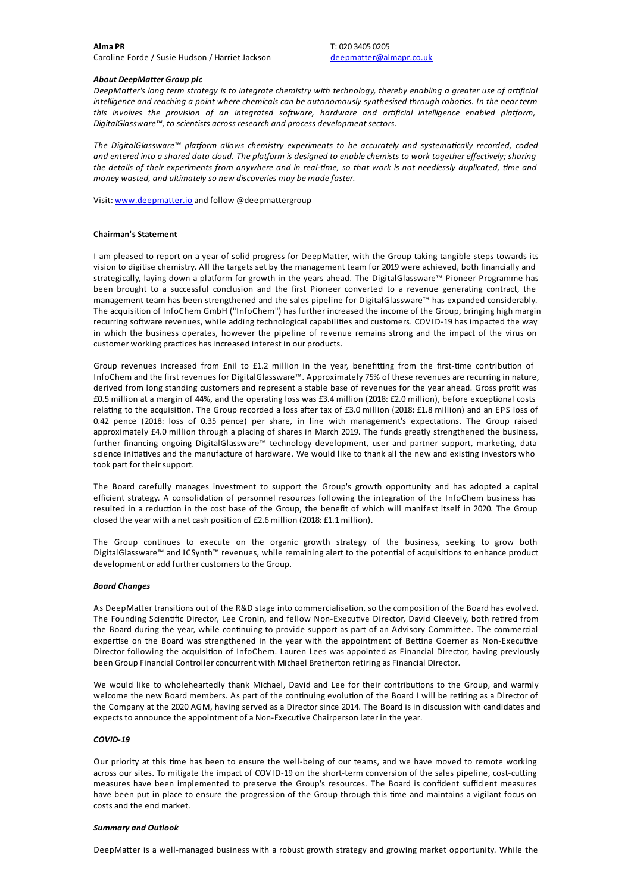**Alma PR**
Caroline Forde / Susie Hudson / Harriet Jackson

T: 020 3405 0205
deepmatter@almapr.co.uk

***About DeepMatter Group plc***

*DeepMatter's long term strategy is to integrate chemistry with technology, thereby enabling a greater use of artificial intelligence and reaching a point where chemicals can be autonomously synthesised through robotics. In the near term this involves the provision of an integrated software, hardware and artificial intelligence enabled platform, DigitalGlassware™, to scientists across research and process development sectors.*

*The DigitalGlassware™ platform allows chemistry experiments to be accurately and systematically recorded, coded and entered into a shared data cloud. The platform is designed to enable chemists to work together effectively; sharing the details of their experiments from anywhere and in real-time, so that work is not needlessly duplicated, time and money wasted, and ultimately so new discoveries may be made faster.*

Visit: www.deepmatter.io and follow @deepmattergroup

**Chairman's Statement**

I am pleased to report on a year of solid progress for DeepMatter, with the Group taking tangible steps towards its vision to digitise chemistry. All the targets set by the management team for 2019 were achieved, both financially and strategically, laying down a platform for growth in the years ahead. The DigitalGlassware™ Pioneer Programme has been brought to a successful conclusion and the first Pioneer converted to a revenue generating contract, the management team has been strengthened and the sales pipeline for DigitalGlassware™ has expanded considerably. The acquisition of InfoChem GmbH ("InfoChem") has further increased the income of the Group, bringing high margin recurring software revenues, while adding technological capabilities and customers. COVID-19 has impacted the way in which the business operates, however the pipeline of revenue remains strong and the impact of the virus on customer working practices has increased interest in our products.

Group revenues increased from £nil to £1.2 million in the year, benefitting from the first-time contribution of InfoChem and the first revenues for DigitalGlassware™. Approximately 75% of these revenues are recurring in nature, derived from long standing customers and represent a stable base of revenues for the year ahead. Gross profit was £0.5 million at a margin of 44%, and the operating loss was £3.4 million (2018: £2.0 million), before exceptional costs relating to the acquisition. The Group recorded a loss after tax of £3.0 million (2018: £1.8 million) and an EPS loss of 0.42 pence (2018: loss of 0.35 pence) per share, in line with management's expectations. The Group raised approximately £4.0 million through a placing of shares in March 2019. The funds greatly strengthened the business, further financing ongoing DigitalGlassware™ technology development, user and partner support, marketing, data science initiatives and the manufacture of hardware. We would like to thank all the new and existing investors who took part for their support.

The Board carefully manages investment to support the Group's growth opportunity and has adopted a capital efficient strategy. A consolidation of personnel resources following the integration of the InfoChem business has resulted in a reduction in the cost base of the Group, the benefit of which will manifest itself in 2020. The Group closed the year with a net cash position of £2.6 million (2018: £1.1 million).

The Group continues to execute on the organic growth strategy of the business, seeking to grow both DigitalGlassware™ and ICSynth™ revenues, while remaining alert to the potential of acquisitions to enhance product development or add further customers to the Group.

***Board Changes***

As DeepMatter transitions out of the R&D stage into commercialisation, so the composition of the Board has evolved. The Founding Scientific Director, Lee Cronin, and fellow Non-Executive Director, David Cleevely, both retired from the Board during the year, while continuing to provide support as part of an Advisory Committee. The commercial expertise on the Board was strengthened in the year with the appointment of Bettina Goerner as Non-Executive Director following the acquisition of InfoChem. Lauren Lees was appointed as Financial Director, having previously been Group Financial Controller concurrent with Michael Bretherton retiring as Financial Director.

We would like to wholeheartedly thank Michael, David and Lee for their contributions to the Group, and warmly welcome the new Board members. As part of the continuing evolution of the Board I will be retiring as a Director of the Company at the 2020 AGM, having served as a Director since 2014. The Board is in discussion with candidates and expects to announce the appointment of a Non-Executive Chairperson later in the year.

***COVID-19***

Our priority at this time has been to ensure the well-being of our teams, and we have moved to remote working across our sites. To mitigate the impact of COVID-19 on the short-term conversion of the sales pipeline, cost-cutting measures have been implemented to preserve the Group's resources. The Board is confident sufficient measures have been put in place to ensure the progression of the Group through this time and maintains a vigilant focus on costs and the end market.

***Summary and Outlook***

DeepMatter is a well-managed business with a robust growth strategy and growing market opportunity. While the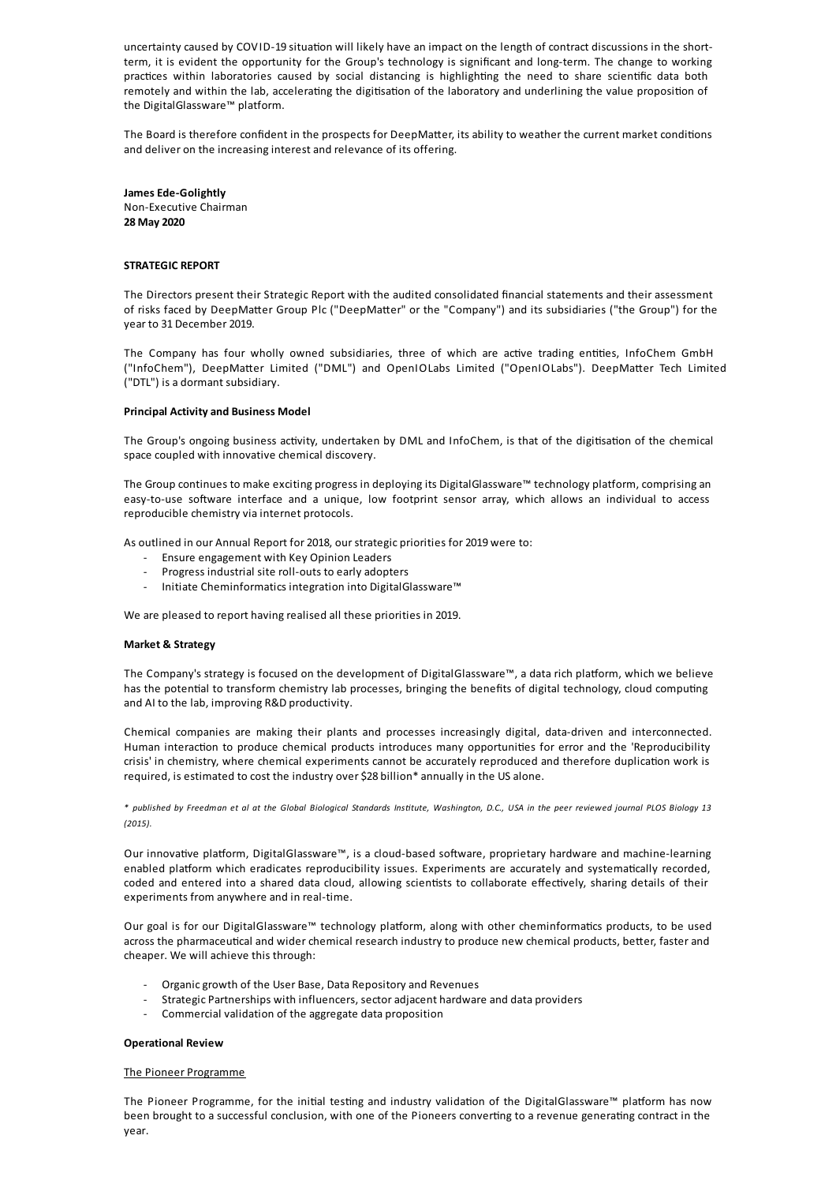uncertainty caused by COVID-19 situation will likely have an impact on the length of contract discussions in the short-term, it is evident the opportunity for the Group's technology is significant and long-term. The change to working practices within laboratories caused by social distancing is highlighting the need to share scientific data both remotely and within the lab, accelerating the digitisation of the laboratory and underlining the value proposition of the DigitalGlassware™ platform.

The Board is therefore confident in the prospects for DeepMatter, its ability to weather the current market conditions and deliver on the increasing interest and relevance of its offering.

**James Ede-Golightly**
Non-Executive Chairman
**28 May 2020**

**STRATEGIC REPORT**

The Directors present their Strategic Report with the audited consolidated financial statements and their assessment of risks faced by DeepMatter Group Plc ("DeepMatter" or the "Company") and its subsidiaries ("the Group") for the year to 31 December 2019.

The Company has four wholly owned subsidiaries, three of which are active trading entities, InfoChem GmbH ("InfoChem"), DeepMatter Limited ("DML") and OpenIOLabs Limited ("OpenIOLabs"). DeepMatter Tech Limited ("DTL") is a dormant subsidiary.

**Principal Activity and Business Model**

The Group's ongoing business activity, undertaken by DML and InfoChem, is that of the digitisation of the chemical space coupled with innovative chemical discovery.

The Group continues to make exciting progress in deploying its DigitalGlassware™ technology platform, comprising an easy-to-use software interface and a unique, low footprint sensor array, which allows an individual to access reproducible chemistry via internet protocols.

As outlined in our Annual Report for 2018, our strategic priorities for 2019 were to:

- Ensure engagement with Key Opinion Leaders
- Progress industrial site roll-outs to early adopters
- Initiate Cheminformatics integration into DigitalGlassware™

We are pleased to report having realised all these priorities in 2019.

**Market & Strategy**

The Company's strategy is focused on the development of DigitalGlassware™, a data rich platform, which we believe has the potential to transform chemistry lab processes, bringing the benefits of digital technology, cloud computing and AI to the lab, improving R&D productivity.

Chemical companies are making their plants and processes increasingly digital, data-driven and interconnected. Human interaction to produce chemical products introduces many opportunities for error and the 'Reproducibility crisis' in chemistry, where chemical experiments cannot be accurately reproduced and therefore duplication work is required, is estimated to cost the industry over $28 billion* annually in the US alone.

*\* published by Freedman et al at the Global Biological Standards Institute, Washington, D.C., USA in the peer reviewed journal PLOS Biology 13 (2015).*

Our innovative platform, DigitalGlassware™, is a cloud-based software, proprietary hardware and machine-learning enabled platform which eradicates reproducibility issues. Experiments are accurately and systematically recorded, coded and entered into a shared data cloud, allowing scientists to collaborate effectively, sharing details of their experiments from anywhere and in real-time.

Our goal is for our DigitalGlassware™ technology platform, along with other cheminformatics products, to be used across the pharmaceutical and wider chemical research industry to produce new chemical products, better, faster and cheaper. We will achieve this through:

- Organic growth of the User Base, Data Repository and Revenues
- Strategic Partnerships with influencers, sector adjacent hardware and data providers
- Commercial validation of the aggregate data proposition

**Operational Review**

<u>The Pioneer Programme</u>

The Pioneer Programme, for the initial testing and industry validation of the DigitalGlassware™ platform has now been brought to a successful conclusion, with one of the Pioneers converting to a revenue generating contract in the year.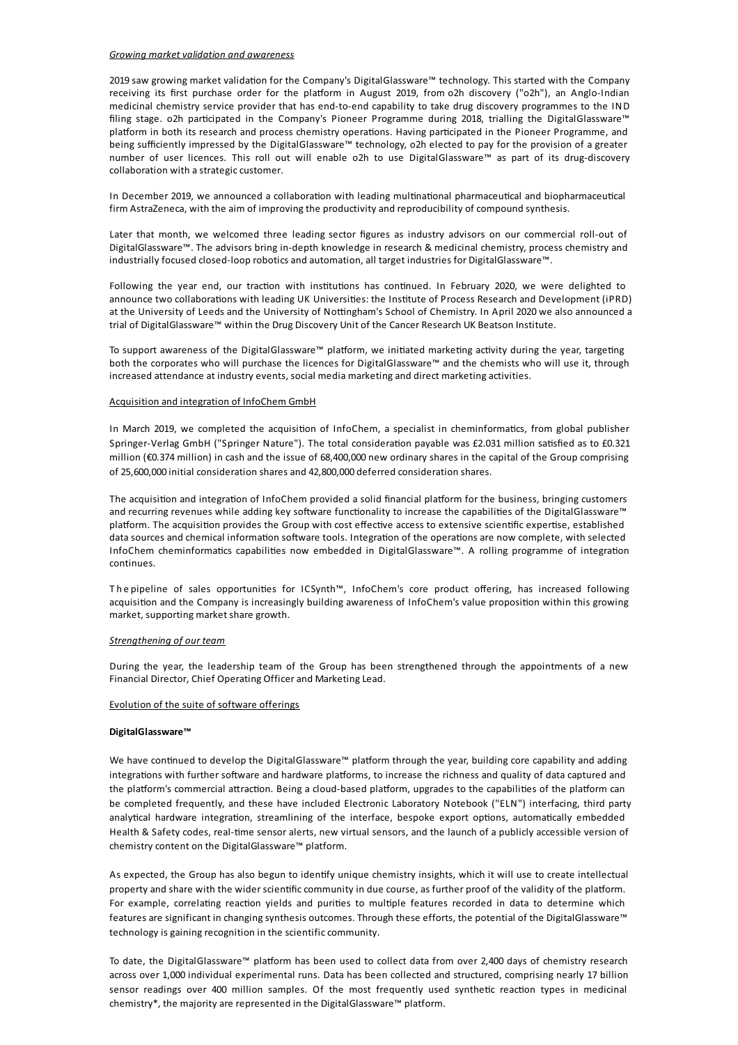*Growing market validation and awareness*

2019 saw growing market validation for the Company's DigitalGlassware™ technology. This started with the Company receiving its first purchase order for the platform in August 2019, from o2h discovery ("o2h"), an Anglo-Indian medicinal chemistry service provider that has end-to-end capability to take drug discovery programmes to the IND filing stage. o2h participated in the Company's Pioneer Programme during 2018, trialling the DigitalGlassware™ platform in both its research and process chemistry operations. Having participated in the Pioneer Programme, and being sufficiently impressed by the DigitalGlassware™ technology, o2h elected to pay for the provision of a greater number of user licences. This roll out will enable o2h to use DigitalGlassware™ as part of its drug-discovery collaboration with a strategic customer.

In December 2019, we announced a collaboration with leading multinational pharmaceutical and biopharmaceutical firm AstraZeneca, with the aim of improving the productivity and reproducibility of compound synthesis.

Later that month, we welcomed three leading sector figures as industry advisors on our commercial roll-out of DigitalGlassware™. The advisors bring in-depth knowledge in research & medicinal chemistry, process chemistry and industrially focused closed-loop robotics and automation, all target industries for DigitalGlassware™.

Following the year end, our traction with institutions has continued. In February 2020, we were delighted to announce two collaborations with leading UK Universities: the Institute of Process Research and Development (iPRD) at the University of Leeds and the University of Nottingham's School of Chemistry. In April 2020 we also announced a trial of DigitalGlassware™ within the Drug Discovery Unit of the Cancer Research UK Beatson Institute.

To support awareness of the DigitalGlassware™ platform, we initiated marketing activity during the year, targeting both the corporates who will purchase the licences for DigitalGlassware™ and the chemists who will use it, through increased attendance at industry events, social media marketing and direct marketing activities.

Acquisition and integration of InfoChem GmbH

In March 2019, we completed the acquisition of InfoChem, a specialist in cheminformatics, from global publisher Springer-Verlag GmbH ("Springer Nature"). The total consideration payable was £2.031 million satisfied as to £0.321 million (€0.374 million) in cash and the issue of 68,400,000 new ordinary shares in the capital of the Group comprising of 25,600,000 initial consideration shares and 42,800,000 deferred consideration shares.

The acquisition and integration of InfoChem provided a solid financial platform for the business, bringing customers and recurring revenues while adding key software functionality to increase the capabilities of the DigitalGlassware™ platform. The acquisition provides the Group with cost effective access to extensive scientific expertise, established data sources and chemical information software tools. Integration of the operations are now complete, with selected InfoChem cheminformatics capabilities now embedded in DigitalGlassware™. A rolling programme of integration continues.

The pipeline of sales opportunities for ICSynth™, InfoChem's core product offering, has increased following acquisition and the Company is increasingly building awareness of InfoChem's value proposition within this growing market, supporting market share growth.

*Strengthening of our team*

During the year, the leadership team of the Group has been strengthened through the appointments of a new Financial Director, Chief Operating Officer and Marketing Lead.

Evolution of the suite of software offerings

**DigitalGlassware™**

We have continued to develop the DigitalGlassware™ platform through the year, building core capability and adding integrations with further software and hardware platforms, to increase the richness and quality of data captured and the platform's commercial attraction. Being a cloud-based platform, upgrades to the capabilities of the platform can be completed frequently, and these have included Electronic Laboratory Notebook ("ELN") interfacing, third party analytical hardware integration, streamlining of the interface, bespoke export options, automatically embedded Health & Safety codes, real-time sensor alerts, new virtual sensors, and the launch of a publicly accessible version of chemistry content on the DigitalGlassware™ platform.

As expected, the Group has also begun to identify unique chemistry insights, which it will use to create intellectual property and share with the wider scientific community in due course, as further proof of the validity of the platform. For example, correlating reaction yields and purities to multiple features recorded in data to determine which features are significant in changing synthesis outcomes. Through these efforts, the potential of the DigitalGlassware™ technology is gaining recognition in the scientific community.

To date, the DigitalGlassware™ platform has been used to collect data from over 2,400 days of chemistry research across over 1,000 individual experimental runs. Data has been collected and structured, comprising nearly 17 billion sensor readings over 400 million samples. Of the most frequently used synthetic reaction types in medicinal chemistry*, the majority are represented in the DigitalGlassware™ platform.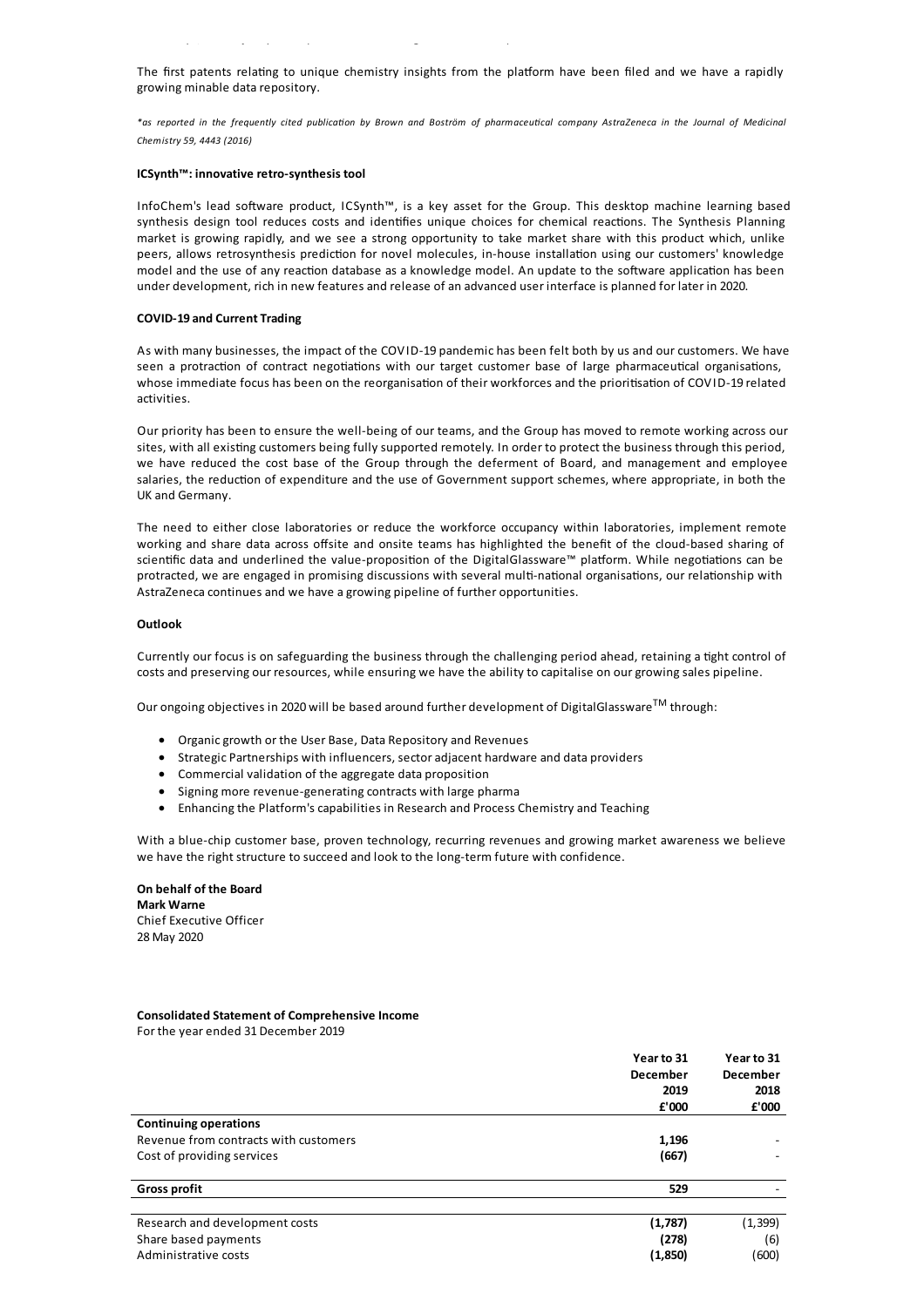The first patents relating to unique chemistry insights from the platform have been filed and we have a rapidly growing minable data repository.

*\*as reported in the frequently cited publication by Brown and Boström of pharmaceutical company AstraZeneca in the Journal of Medicinal Chemistry 59, 4443 (2016)*

**ICSynth™: innovative retro-synthesis tool**

InfoChem's lead software product, ICSynth™, is a key asset for the Group. This desktop machine learning based synthesis design tool reduces costs and identifies unique choices for chemical reactions. The Synthesis Planning market is growing rapidly, and we see a strong opportunity to take market share with this product which, unlike peers, allows retrosynthesis prediction for novel molecules, in-house installation using our customers' knowledge model and the use of any reaction database as a knowledge model. An update to the software application has been under development, rich in new features and release of an advanced user interface is planned for later in 2020.

**COVID-19 and Current Trading**

As with many businesses, the impact of the COVID-19 pandemic has been felt both by us and our customers. We have seen a protraction of contract negotiations with our target customer base of large pharmaceutical organisations, whose immediate focus has been on the reorganisation of their workforces and the prioritisation of COVID-19 related activities.

Our priority has been to ensure the well-being of our teams, and the Group has moved to remote working across our sites, with all existing customers being fully supported remotely. In order to protect the business through this period, we have reduced the cost base of the Group through the deferment of Board, and management and employee salaries, the reduction of expenditure and the use of Government support schemes, where appropriate, in both the UK and Germany.

The need to either close laboratories or reduce the workforce occupancy within laboratories, implement remote working and share data across offsite and onsite teams has highlighted the benefit of the cloud-based sharing of scientific data and underlined the value-proposition of the DigitalGlassware™ platform. While negotiations can be protracted, we are engaged in promising discussions with several multi-national organisations, our relationship with AstraZeneca continues and we have a growing pipeline of further opportunities.

**Outlook**

Currently our focus is on safeguarding the business through the challenging period ahead, retaining a tight control of costs and preserving our resources, while ensuring we have the ability to capitalise on our growing sales pipeline.

Our ongoing objectives in 2020 will be based around further development of DigitalGlassware™ through:

- Organic growth or the User Base, Data Repository and Revenues
- Strategic Partnerships with influencers, sector adjacent hardware and data providers
- Commercial validation of the aggregate data proposition
- Signing more revenue-generating contracts with large pharma
- Enhancing the Platform's capabilities in Research and Process Chemistry and Teaching

With a blue-chip customer base, proven technology, recurring revenues and growing market awareness we believe we have the right structure to succeed and look to the long-term future with confidence.

**On behalf of the Board**
**Mark Warne**
Chief Executive Officer
28 May 2020

**Consolidated Statement of Comprehensive Income**
For the year ended 31 December 2019

| | Year to 31 December 2019 £'000 | Year to 31 December 2018 £'000 |
|---|---|---|
| **Continuing operations** | | |
| Revenue from contracts with customers | **1,196** | - |
| Cost of providing services | **(667)** | - |
| **Gross profit** | **529** | - |
| Research and development costs | **(1,787)** | (1,399) |
| Share based payments | **(278)** | (6) |
| Administrative costs | **(1,850)** | (600) |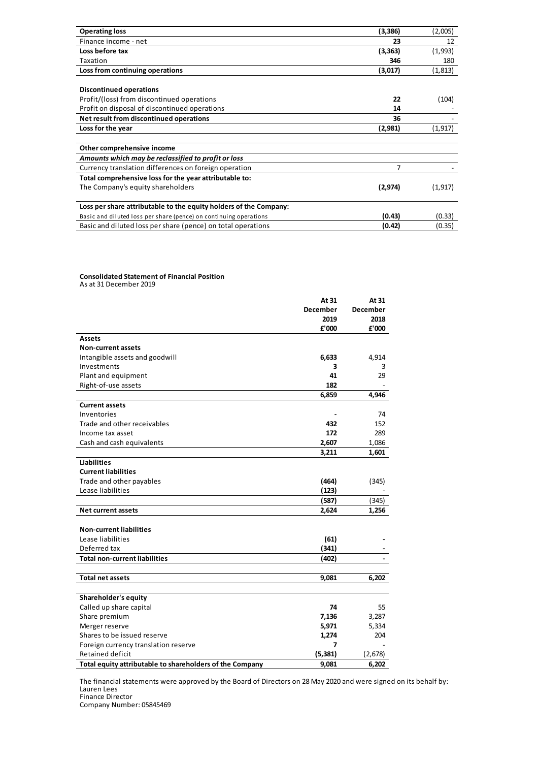| | | |
|---|---|---|
| **Operating loss** | **(3,386)** | (2,005) |
| Finance income - net | **23** | 12 |
| **Loss before tax** | **(3,363)** | (1,993) |
| Taxation | **346** | 180 |
| **Loss from continuing operations** | **(3,017)** | (1,813) |
| | | |
| **Discontinued operations** | | |
| Profit/(loss) from discontinued operations | **22** | (104) |
| Profit on disposal of discontinued operations | **14** | - |
| **Net result from discontinued operations** | **36** | - |
| **Loss for the year** | **(2,981)** | (1,917) |
| | | |
| **Other comprehensive income** | | |
| ***Amounts which may be reclassified to profit or loss*** | | |
| Currency translation differences on foreign operation | 7 | - |
| **Total comprehensive loss for the year attributable to:** | | |
| The Company's equity shareholders | **(2,974)** | (1,917) |
| | | |
| **Loss per share attributable to the equity holders of the Company:** | | |
| Basic and diluted loss per share (pence) on continuing operations | **(0.43)** | (0.33) |
| Basic and diluted loss per share (pence) on total operations | **(0.42)** | (0.35) |

**Consolidated Statement of Financial Position**
As at 31 December 2019

| | At 31 December 2019 £'000 | At 31 December 2018 £'000 |
|---|---|---|
| **Assets** | | |
| **Non-current assets** | | |
| Intangible assets and goodwill | **6,633** | 4,914 |
| Investments | **3** | 3 |
| Plant and equipment | **41** | 29 |
| Right-of-use assets | **182** | - |
| | **6,859** | **4,946** |
| **Current assets** | | |
| Inventories | **-** | 74 |
| Trade and other receivables | **432** | 152 |
| Income tax asset | **172** | 289 |
| Cash and cash equivalents | **2,607** | 1,086 |
| | **3,211** | **1,601** |
| **Liabilities** | | |
| **Current liabilities** | | |
| Trade and other payables | **(464)** | (345) |
| Lease liabilities | **(123)** | - |
| | **(587)** | (345) |
| **Net current assets** | **2,624** | **1,256** |
| | | |
| **Non-current liabilities** | | |
| Lease liabilities | **(61)** | **-** |
| Deferred tax | **(341)** | **-** |
| **Total non-current liabilities** | **(402)** | **-** |
| | | |
| **Total net assets** | **9,081** | **6,202** |
| | | |
| **Shareholder's equity** | | |
| Called up share capital | **74** | 55 |
| Share premium | **7,136** | 3,287 |
| Merger reserve | **5,971** | 5,334 |
| Shares to be issued reserve | **1,274** | 204 |
| Foreign currency translation reserve | **7** | - |
| Retained deficit | **(5,381)** | (2,678) |
| **Total equity attributable to shareholders of the Company** | **9,081** | **6,202** |

The financial statements were approved by the Board of Directors on 28 May 2020 and were signed on its behalf by:
Lauren Lees
Finance Director
Company Number: 05845469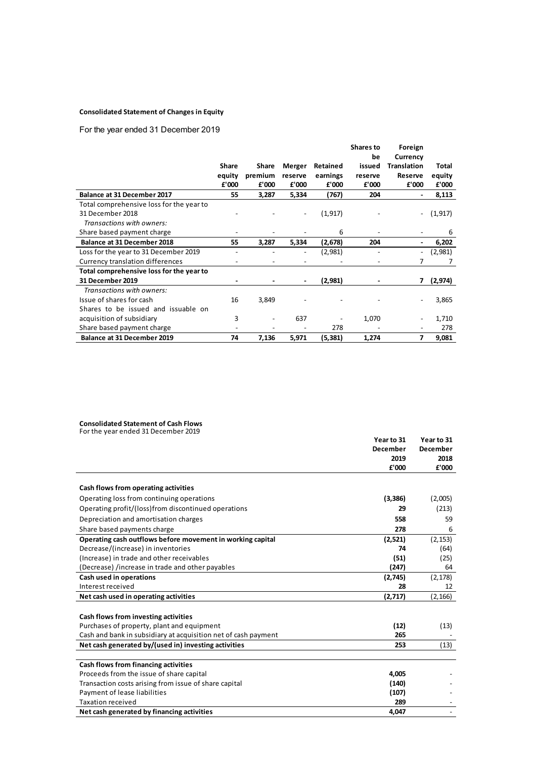**Consolidated Statement of Changes in Equity**

For the year ended 31 December 2019

| | Share equity £'000 | Share premium £'000 | Merger reserve £'000 | Retained earnings £'000 | Shares to be issued reserve £'000 | Foreign Currency Translation Reserve £'000 | Total equity £'000 |
|---|---|---|---|---|---|---|---|
| **Balance at 31 December 2017** | **55** | **3,287** | **5,334** | **(767)** | **204** | **-** | **8,113** |
| Total comprehensive loss for the year to 31 December 2018 | - | - | - | (1,917) | - | - | (1,917) |
| *Transactions with owners:* | | | | | | | |
| Share based payment charge | - | - | - | 6 | - | - | 6 |
| **Balance at 31 December 2018** | **55** | **3,287** | **5,334** | **(2,678)** | **204** | **-** | **6,202** |
| Loss for the year to 31 December 2019 | - | - | - | (2,981) | - | - | (2,981) |
| Currency translation differences | - | - | - | - | - | 7 | 7 |
| **Total comprehensive loss for the year to 31 December 2019** | **-** | **-** | **-** | **(2,981)** | **-** | **7** | **(2,974)** |
| *Transactions with owners:* | | | | | | | |
| Issue of shares for cash | 16 | 3,849 | - | - | - | - | 3,865 |
| Shares to be issued and issuable on acquisition of subsidiary | 3 | - | 637 | - | 1,070 | - | 1,710 |
| Share based payment charge | - | - | - | 278 | - | - | 278 |
| **Balance at 31 December 2019** | **74** | **7,136** | **5,971** | **(5,381)** | **1,274** | **7** | **9,081** |

**Consolidated Statement of Cash Flows**

For the year ended 31 December 2019

| | Year to 31 December 2019 £'000 | Year to 31 December 2018 £'000 |
|---|---|---|
| **Cash flows from operating activities** | | |
| Operating loss from continuing operations | **(3,386)** | (2,005) |
| Operating profit/(loss)from discontinued operations | **29** | (213) |
| Depreciation and amortisation charges | **558** | 59 |
| Share based payments charge | **278** | 6 |
| **Operating cash outflows before movement in working capital** | **(2,521)** | (2,153) |
| Decrease/(increase) in inventories | **74** | (64) |
| (Increase) in trade and other receivables | **(51)** | (25) |
| (Decrease) /increase in trade and other payables | **(247)** | 64 |
| **Cash used in operations** | **(2,745)** | (2,178) |
| Interest received | **28** | 12 |
| **Net cash used in operating activities** | **(2,717)** | (2,166) |
| **Cash flows from investing activities** | | |
| Purchases of property, plant and equipment | **(12)** | (13) |
| Cash and bank in subsidiary at acquisition net of cash payment | **265** | - |
| **Net cash generated by/(used in) investing activities** | **253** | (13) |
| **Cash flows from financing activities** | | |
| Proceeds from the issue of share capital | **4,005** | - |
| Transaction costs arising from issue of share capital | **(140)** | - |
| Payment of lease liabilities | **(107)** | - |
| Taxation received | **289** | - |
| **Net cash generated by financing activities** | **4,047** | - |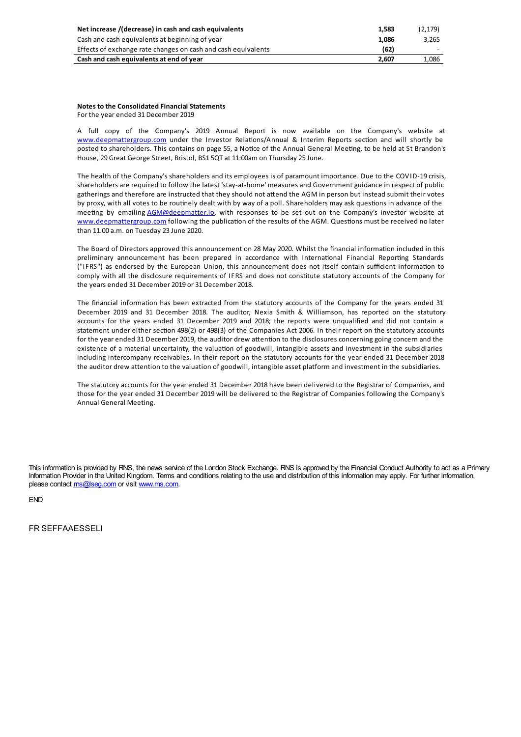| | | |
|---|---|---|
| **Net increase /(decrease) in cash and cash equivalents** | **1,583** | (2,179) |
| Cash and cash equivalents at beginning of year | **1,086** | 3,265 |
| Effects of exchange rate changes on cash and cash equivalents | **(62)** | - |
| **Cash and cash equivalents at end of year** | **2,607** | 1,086 |

**Notes to the Consolidated Financial Statements**
For the year ended 31 December 2019

A full copy of the Company's 2019 Annual Report is now available on the Company's website at www.deepmattergroup.com under the Investor Relations/Annual & Interim Reports section and will shortly be posted to shareholders. This contains on page 55, a Notice of the Annual General Meeting, to be held at St Brandon's House, 29 Great George Street, Bristol, BS1 5QT at 11:00am on Thursday 25 June.

The health of the Company's shareholders and its employees is of paramount importance. Due to the COVID-19 crisis, shareholders are required to follow the latest 'stay-at-home' measures and Government guidance in respect of public gatherings and therefore are instructed that they should not attend the AGM in person but instead submit their votes by proxy, with all votes to be routinely dealt with by way of a poll. Shareholders may ask questions in advance of the meeting by emailing AGM@deepmatter.io, with responses to be set out on the Company's investor website at www.deepmattergroup.com following the publication of the results of the AGM. Questions must be received no later than 11.00 a.m. on Tuesday 23 June 2020.

The Board of Directors approved this announcement on 28 May 2020. Whilst the financial information included in this preliminary announcement has been prepared in accordance with International Financial Reporting Standards ("IFRS") as endorsed by the European Union, this announcement does not itself contain sufficient information to comply with all the disclosure requirements of IFRS and does not constitute statutory accounts of the Company for the years ended 31 December 2019 or 31 December 2018.

The financial information has been extracted from the statutory accounts of the Company for the years ended 31 December 2019 and 31 December 2018. The auditor, Nexia Smith & Williamson, has reported on the statutory accounts for the years ended 31 December 2019 and 2018; the reports were unqualified and did not contain a statement under either section 498(2) or 498(3) of the Companies Act 2006. In their report on the statutory accounts for the year ended 31 December 2019, the auditor drew attention to the disclosures concerning going concern and the existence of a material uncertainty, the valuation of goodwill, intangible assets and investment in the subsidiaries including intercompany receivables. In their report on the statutory accounts for the year ended 31 December 2018 the auditor drew attention to the valuation of goodwill, intangible asset platform and investment in the subsidiaries.

The statutory accounts for the year ended 31 December 2018 have been delivered to the Registrar of Companies, and those for the year ended 31 December 2019 will be delivered to the Registrar of Companies following the Company's Annual General Meeting.

This information is provided by RNS, the news service of the London Stock Exchange. RNS is approved by the Financial Conduct Authority to act as a Primary Information Provider in the United Kingdom. Terms and conditions relating to the use and distribution of this information may apply. For further information, please contact rns@lseg.com or visit www.rns.com.

END

FR SEFFAAESSELI